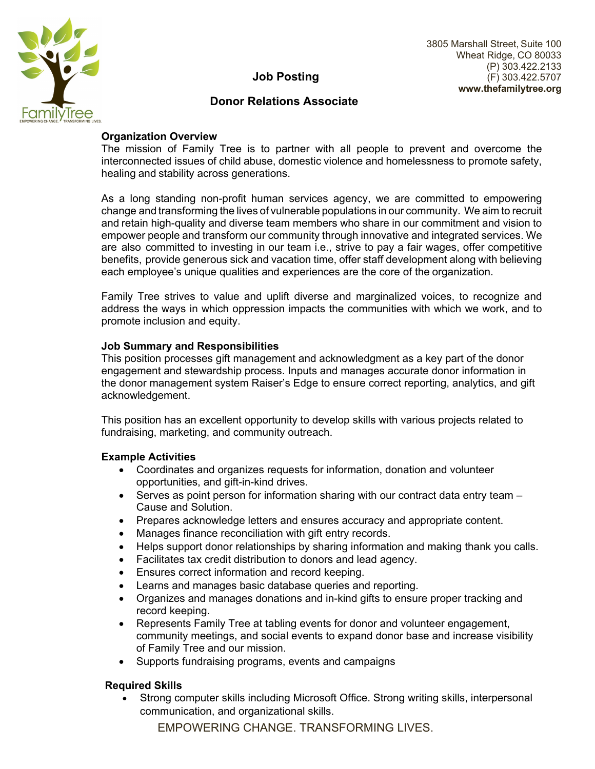3805 Marshall Street, Suite 100
Wheat Ridge, CO 80033
(P) 303.422.2133
(F) 303.422.5707
**www.thefamilytree.org**

# Job Posting

## Donor Relations Associate

### Organization Overview

The mission of Family Tree is to partner with all people to prevent and overcome the interconnected issues of child abuse, domestic violence and homelessness to promote safety, healing and stability across generations.

As a long standing non-profit human services agency, we are committed to empowering change and transforming the lives of vulnerable populations in our community. We aim to recruit and retain high-quality and diverse team members who share in our commitment and vision to empower people and transform our community through innovative and integrated services. We are also committed to investing in our team i.e., strive to pay a fair wages, offer competitive benefits, provide generous sick and vacation time, offer staff development along with believing each employee's unique qualities and experiences are the core of the organization.

Family Tree strives to value and uplift diverse and marginalized voices, to recognize and address the ways in which oppression impacts the communities with which we work, and to promote inclusion and equity.

### Job Summary and Responsibilities

This position processes gift management and acknowledgment as a key part of the donor engagement and stewardship process. Inputs and manages accurate donor information in the donor management system Raiser's Edge to ensure correct reporting, analytics, and gift acknowledgement.

This position has an excellent opportunity to develop skills with various projects related to fundraising, marketing, and community outreach.

### Example Activities

- Coordinates and organizes requests for information, donation and volunteer opportunities, and gift-in-kind drives.
- Serves as point person for information sharing with our contract data entry team – Cause and Solution.
- Prepares acknowledge letters and ensures accuracy and appropriate content.
- Manages finance reconciliation with gift entry records.
- Helps support donor relationships by sharing information and making thank you calls.
- Facilitates tax credit distribution to donors and lead agency.
- Ensures correct information and record keeping.
- Learns and manages basic database queries and reporting.
- Organizes and manages donations and in-kind gifts to ensure proper tracking and record keeping.
- Represents Family Tree at tabling events for donor and volunteer engagement, community meetings, and social events to expand donor base and increase visibility of Family Tree and our mission.
- Supports fundraising programs, events and campaigns

### Required Skills

- Strong computer skills including Microsoft Office. Strong writing skills, interpersonal communication, and organizational skills.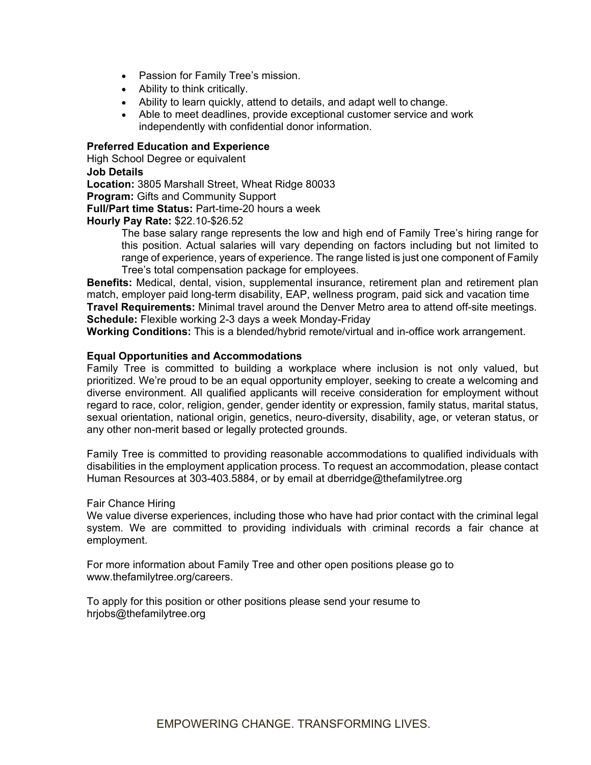- Passion for Family Tree's mission.
- Ability to think critically.
- Ability to learn quickly, attend to details, and adapt well to change.
- Able to meet deadlines, provide exceptional customer service and work independently with confidential donor information.

**Preferred Education and Experience**

High School Degree or equivalent

**Job Details**

**Location:** 3805 Marshall Street, Wheat Ridge 80033

**Program:** Gifts and Community Support

**Full/Part time Status:** Part-time-20 hours a week

**Hourly Pay Rate:** $22.10-$26.52

The base salary range represents the low and high end of Family Tree's hiring range for this position. Actual salaries will vary depending on factors including but not limited to range of experience, years of experience. The range listed is just one component of Family Tree's total compensation package for employees.

**Benefits:** Medical, dental, vision, supplemental insurance, retirement plan and retirement plan match, employer paid long-term disability, EAP, wellness program, paid sick and vacation time

**Travel Requirements:** Minimal travel around the Denver Metro area to attend off-site meetings.

**Schedule:** Flexible working 2-3 days a week Monday-Friday

**Working Conditions:** This is a blended/hybrid remote/virtual and in-office work arrangement.

**Equal Opportunities and Accommodations**

Family Tree is committed to building a workplace where inclusion is not only valued, but prioritized. We're proud to be an equal opportunity employer, seeking to create a welcoming and diverse environment. All qualified applicants will receive consideration for employment without regard to race, color, religion, gender, gender identity or expression, family status, marital status, sexual orientation, national origin, genetics, neuro-diversity, disability, age, or veteran status, or any other non-merit based or legally protected grounds.

Family Tree is committed to providing reasonable accommodations to qualified individuals with disabilities in the employment application process. To request an accommodation, please contact Human Resources at 303-403.5884, or by email at dberridge@thefamilytree.org

Fair Chance Hiring

We value diverse experiences, including those who have had prior contact with the criminal legal system. We are committed to providing individuals with criminal records a fair chance at employment.

For more information about Family Tree and other open positions please go to www.thefamilytree.org/careers.

To apply for this position or other positions please send your resume to hrjobs@thefamilytree.org

EMPOWERING CHANGE. TRANSFORMING LIVES.